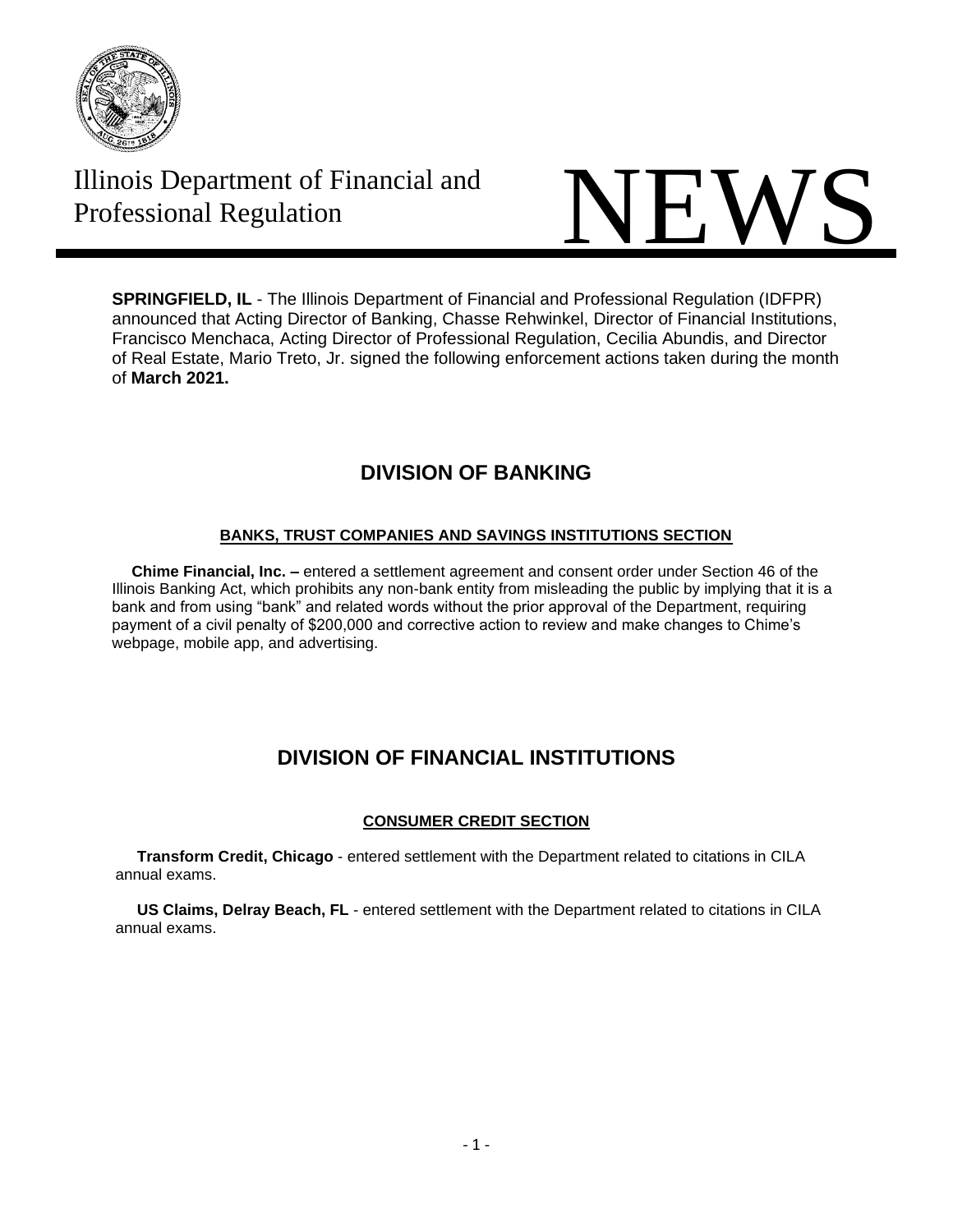Illinois Department of Financial and Professional Regulation

# NEWS

**SPRINGFIELD, IL** - The Illinois Department of Financial and Professional Regulation (IDFPR) announced that Acting Director of Banking, Chasse Rehwinkel, Director of Financial Institutions, Francisco Menchaca, Acting Director of Professional Regulation, Cecilia Abundis, and Director of Real Estate, Mario Treto, Jr. signed the following enforcement actions taken during the month of **March 2021.**

## DIVISION OF BANKING

### BANKS, TRUST COMPANIES AND SAVINGS INSTITUTIONS SECTION

**Chime Financial, Inc. –** entered a settlement agreement and consent order under Section 46 of the Illinois Banking Act, which prohibits any non-bank entity from misleading the public by implying that it is a bank and from using "bank" and related words without the prior approval of the Department, requiring payment of a civil penalty of $200,000 and corrective action to review and make changes to Chime's webpage, mobile app, and advertising.

## DIVISION OF FINANCIAL INSTITUTIONS

### CONSUMER CREDIT SECTION

**Transform Credit, Chicago** - entered settlement with the Department related to citations in CILA annual exams.

**US Claims, Delray Beach, FL** - entered settlement with the Department related to citations in CILA annual exams.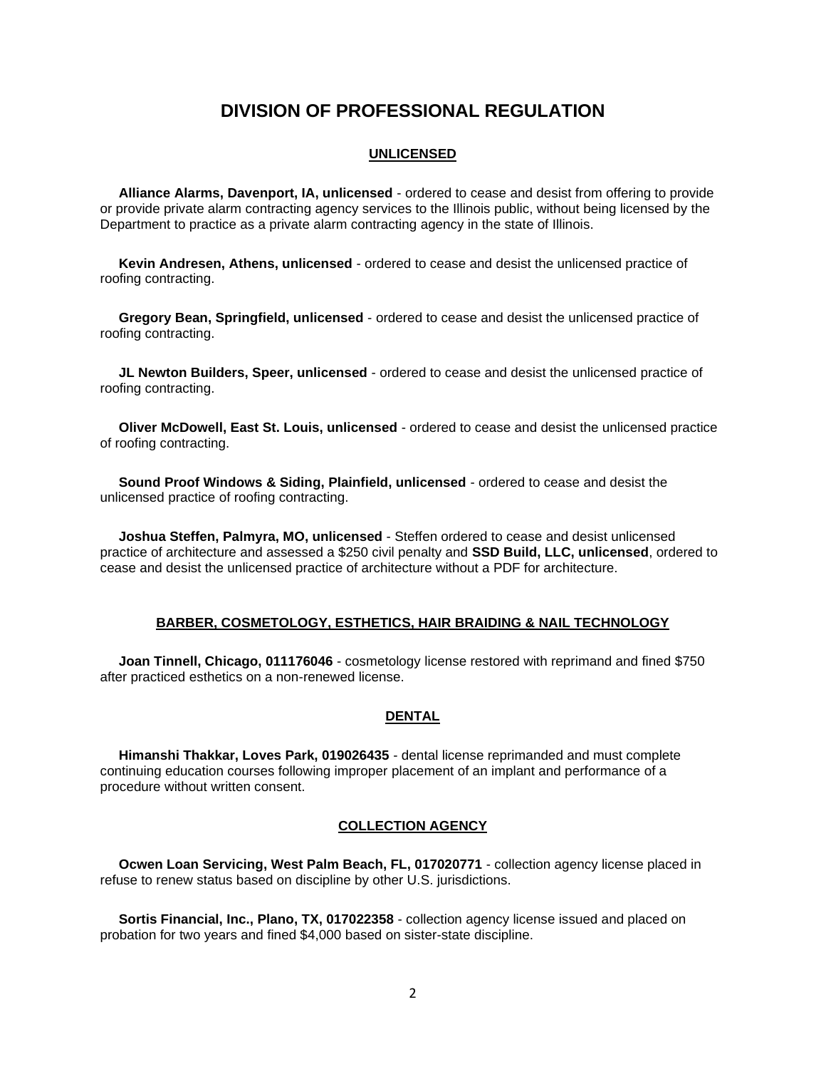# DIVISION OF PROFESSIONAL REGULATION

## UNLICENSED

**Alliance Alarms, Davenport, IA, unlicensed** - ordered to cease and desist from offering to provide or provide private alarm contracting agency services to the Illinois public, without being licensed by the Department to practice as a private alarm contracting agency in the state of Illinois.

**Kevin Andresen, Athens, unlicensed** - ordered to cease and desist the unlicensed practice of roofing contracting.

**Gregory Bean, Springfield, unlicensed** - ordered to cease and desist the unlicensed practice of roofing contracting.

**JL Newton Builders, Speer, unlicensed** - ordered to cease and desist the unlicensed practice of roofing contracting.

**Oliver McDowell, East St. Louis, unlicensed** - ordered to cease and desist the unlicensed practice of roofing contracting.

**Sound Proof Windows & Siding, Plainfield, unlicensed** - ordered to cease and desist the unlicensed practice of roofing contracting.

**Joshua Steffen, Palmyra, MO, unlicensed** - Steffen ordered to cease and desist unlicensed practice of architecture and assessed a $250 civil penalty and **SSD Build, LLC, unlicensed**, ordered to cease and desist the unlicensed practice of architecture without a PDF for architecture.

## BARBER, COSMETOLOGY, ESTHETICS, HAIR BRAIDING & NAIL TECHNOLOGY

**Joan Tinnell, Chicago, 011176046** - cosmetology license restored with reprimand and fined $750 after practiced esthetics on a non-renewed license.

## DENTAL

**Himanshi Thakkar, Loves Park, 019026435** - dental license reprimanded and must complete continuing education courses following improper placement of an implant and performance of a procedure without written consent.

## COLLECTION AGENCY

**Ocwen Loan Servicing, West Palm Beach, FL, 017020771** - collection agency license placed in refuse to renew status based on discipline by other U.S. jurisdictions.

**Sortis Financial, Inc., Plano, TX, 017022358** - collection agency license issued and placed on probation for two years and fined $4,000 based on sister-state discipline.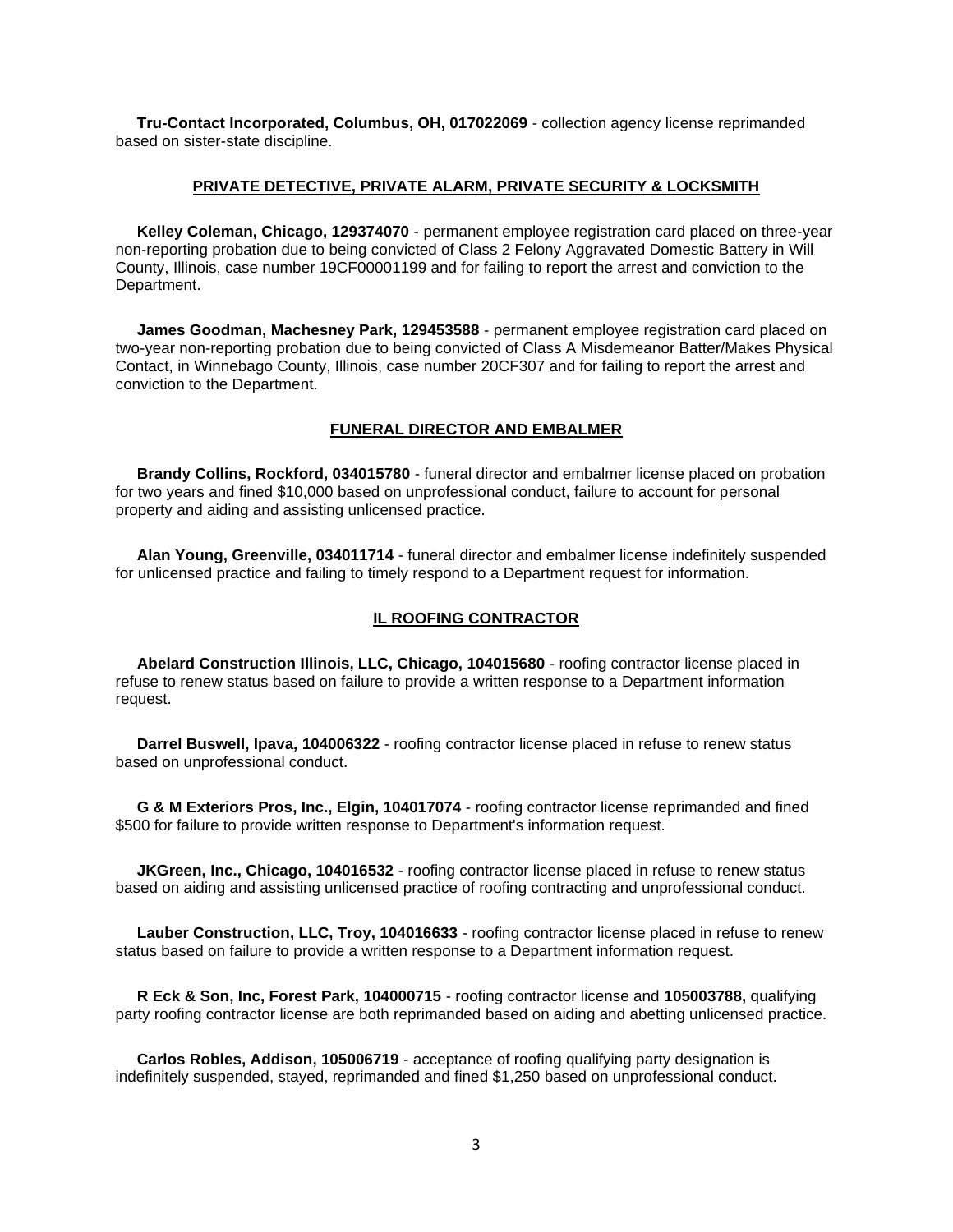**Tru-Contact Incorporated, Columbus, OH, 017022069** - collection agency license reprimanded based on sister-state discipline.

## PRIVATE DETECTIVE, PRIVATE ALARM, PRIVATE SECURITY & LOCKSMITH

**Kelley Coleman, Chicago, 129374070** - permanent employee registration card placed on three-year non-reporting probation due to being convicted of Class 2 Felony Aggravated Domestic Battery in Will County, Illinois, case number 19CF00001199 and for failing to report the arrest and conviction to the Department.

**James Goodman, Machesney Park, 129453588** - permanent employee registration card placed on two-year non-reporting probation due to being convicted of Class A Misdemeanor Batter/Makes Physical Contact, in Winnebago County, Illinois, case number 20CF307 and for failing to report the arrest and conviction to the Department.

## FUNERAL DIRECTOR AND EMBALMER

**Brandy Collins, Rockford, 034015780** - funeral director and embalmer license placed on probation for two years and fined $10,000 based on unprofessional conduct, failure to account for personal property and aiding and assisting unlicensed practice.

**Alan Young, Greenville, 034011714** - funeral director and embalmer license indefinitely suspended for unlicensed practice and failing to timely respond to a Department request for information.

## IL ROOFING CONTRACTOR

**Abelard Construction Illinois, LLC, Chicago, 104015680** - roofing contractor license placed in refuse to renew status based on failure to provide a written response to a Department information request.

**Darrel Buswell, Ipava, 104006322** - roofing contractor license placed in refuse to renew status based on unprofessional conduct.

**G & M Exteriors Pros, Inc., Elgin, 104017074** - roofing contractor license reprimanded and fined $500 for failure to provide written response to Department's information request.

**JKGreen, Inc., Chicago, 104016532** - roofing contractor license placed in refuse to renew status based on aiding and assisting unlicensed practice of roofing contracting and unprofessional conduct.

**Lauber Construction, LLC, Troy, 104016633** - roofing contractor license placed in refuse to renew status based on failure to provide a written response to a Department information request.

**R Eck & Son, Inc, Forest Park, 104000715** - roofing contractor license and **105003788,** qualifying party roofing contractor license are both reprimanded based on aiding and abetting unlicensed practice.

**Carlos Robles, Addison, 105006719** - acceptance of roofing qualifying party designation is indefinitely suspended, stayed, reprimanded and fined $1,250 based on unprofessional conduct.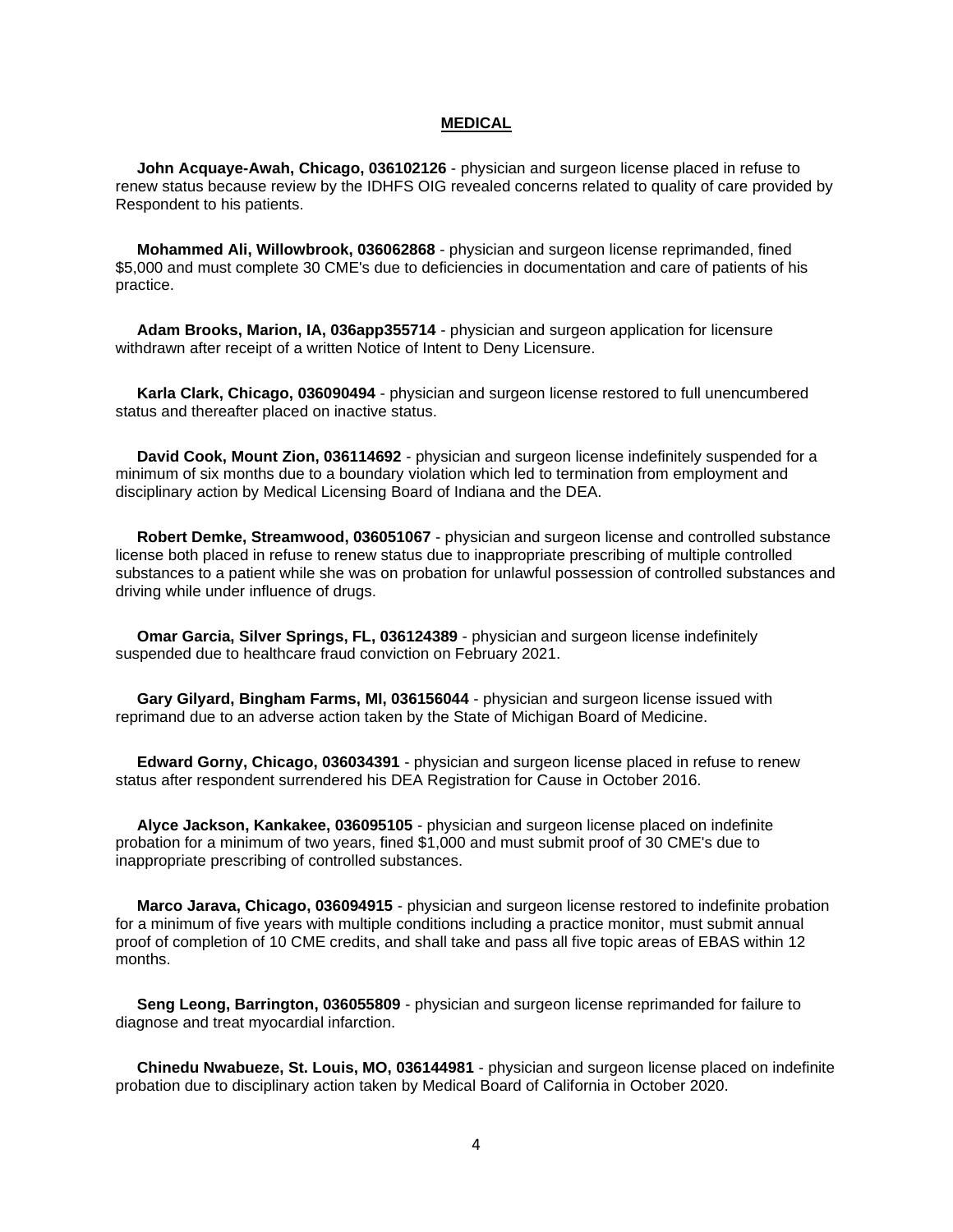**MEDICAL**

**John Acquaye-Awah, Chicago, 036102126** - physician and surgeon license placed in refuse to renew status because review by the IDHFS OIG revealed concerns related to quality of care provided by Respondent to his patients.

**Mohammed Ali, Willowbrook, 036062868** - physician and surgeon license reprimanded, fined $5,000 and must complete 30 CME's due to deficiencies in documentation and care of patients of his practice.

**Adam Brooks, Marion, IA, 036app355714** - physician and surgeon application for licensure withdrawn after receipt of a written Notice of Intent to Deny Licensure.

**Karla Clark, Chicago, 036090494** - physician and surgeon license restored to full unencumbered status and thereafter placed on inactive status.

**David Cook, Mount Zion, 036114692** - physician and surgeon license indefinitely suspended for a minimum of six months due to a boundary violation which led to termination from employment and disciplinary action by Medical Licensing Board of Indiana and the DEA.

**Robert Demke, Streamwood, 036051067** - physician and surgeon license and controlled substance license both placed in refuse to renew status due to inappropriate prescribing of multiple controlled substances to a patient while she was on probation for unlawful possession of controlled substances and driving while under influence of drugs.

**Omar Garcia, Silver Springs, FL, 036124389** - physician and surgeon license indefinitely suspended due to healthcare fraud conviction on February 2021.

**Gary Gilyard, Bingham Farms, MI, 036156044** - physician and surgeon license issued with reprimand due to an adverse action taken by the State of Michigan Board of Medicine.

**Edward Gorny, Chicago, 036034391** - physician and surgeon license placed in refuse to renew status after respondent surrendered his DEA Registration for Cause in October 2016.

**Alyce Jackson, Kankakee, 036095105** - physician and surgeon license placed on indefinite probation for a minimum of two years, fined $1,000 and must submit proof of 30 CME's due to inappropriate prescribing of controlled substances.

**Marco Jarava, Chicago, 036094915** - physician and surgeon license restored to indefinite probation for a minimum of five years with multiple conditions including a practice monitor, must submit annual proof of completion of 10 CME credits, and shall take and pass all five topic areas of EBAS within 12 months.

**Seng Leong, Barrington, 036055809** - physician and surgeon license reprimanded for failure to diagnose and treat myocardial infarction.

**Chinedu Nwabueze, St. Louis, MO, 036144981** - physician and surgeon license placed on indefinite probation due to disciplinary action taken by Medical Board of California in October 2020.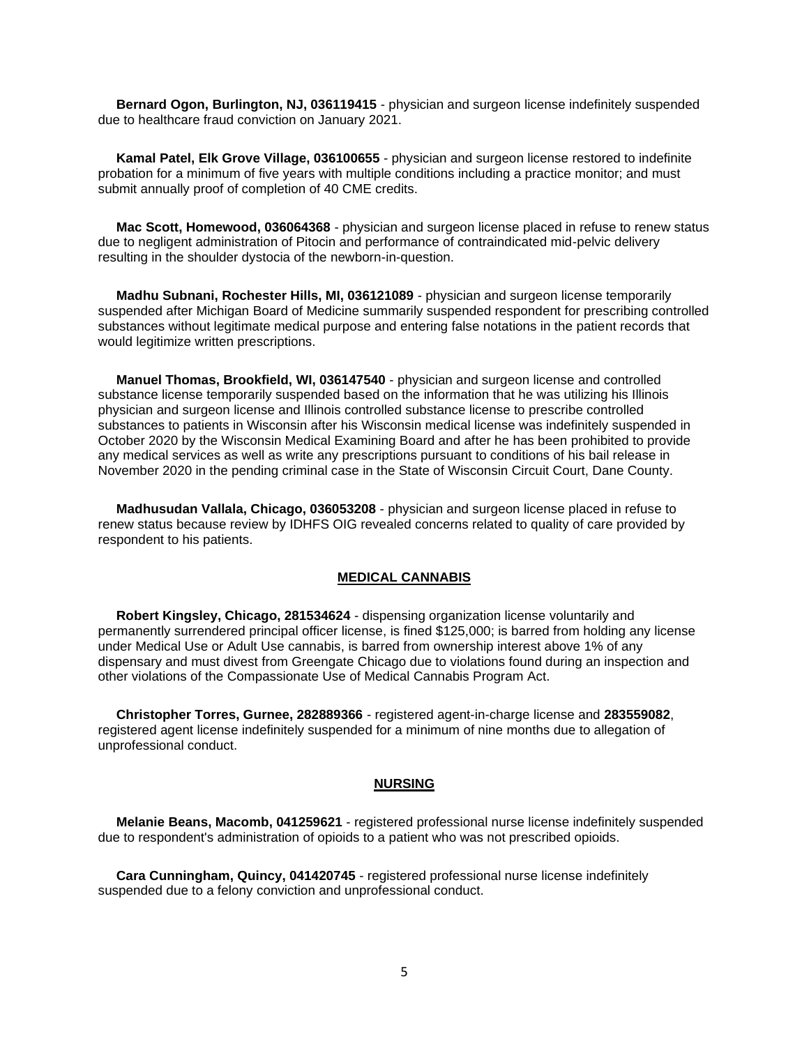**Bernard Ogon, Burlington, NJ, 036119415** - physician and surgeon license indefinitely suspended due to healthcare fraud conviction on January 2021.

**Kamal Patel, Elk Grove Village, 036100655** - physician and surgeon license restored to indefinite probation for a minimum of five years with multiple conditions including a practice monitor; and must submit annually proof of completion of 40 CME credits.

**Mac Scott, Homewood, 036064368** - physician and surgeon license placed in refuse to renew status due to negligent administration of Pitocin and performance of contraindicated mid-pelvic delivery resulting in the shoulder dystocia of the newborn-in-question.

**Madhu Subnani, Rochester Hills, MI, 036121089** - physician and surgeon license temporarily suspended after Michigan Board of Medicine summarily suspended respondent for prescribing controlled substances without legitimate medical purpose and entering false notations in the patient records that would legitimize written prescriptions.

**Manuel Thomas, Brookfield, WI, 036147540** - physician and surgeon license and controlled substance license temporarily suspended based on the information that he was utilizing his Illinois physician and surgeon license and Illinois controlled substance license to prescribe controlled substances to patients in Wisconsin after his Wisconsin medical license was indefinitely suspended in October 2020 by the Wisconsin Medical Examining Board and after he has been prohibited to provide any medical services as well as write any prescriptions pursuant to conditions of his bail release in November 2020 in the pending criminal case in the State of Wisconsin Circuit Court, Dane County.

**Madhusudan Vallala, Chicago, 036053208** - physician and surgeon license placed in refuse to renew status because review by IDHFS OIG revealed concerns related to quality of care provided by respondent to his patients.

## MEDICAL CANNABIS

**Robert Kingsley, Chicago, 281534624** - dispensing organization license voluntarily and permanently surrendered principal officer license, is fined $125,000; is barred from holding any license under Medical Use or Adult Use cannabis, is barred from ownership interest above 1% of any dispensary and must divest from Greengate Chicago due to violations found during an inspection and other violations of the Compassionate Use of Medical Cannabis Program Act.

**Christopher Torres, Gurnee, 282889366** - registered agent-in-charge license and **283559082**, registered agent license indefinitely suspended for a minimum of nine months due to allegation of unprofessional conduct.

## NURSING

**Melanie Beans, Macomb, 041259621** - registered professional nurse license indefinitely suspended due to respondent's administration of opioids to a patient who was not prescribed opioids.

**Cara Cunningham, Quincy, 041420745** - registered professional nurse license indefinitely suspended due to a felony conviction and unprofessional conduct.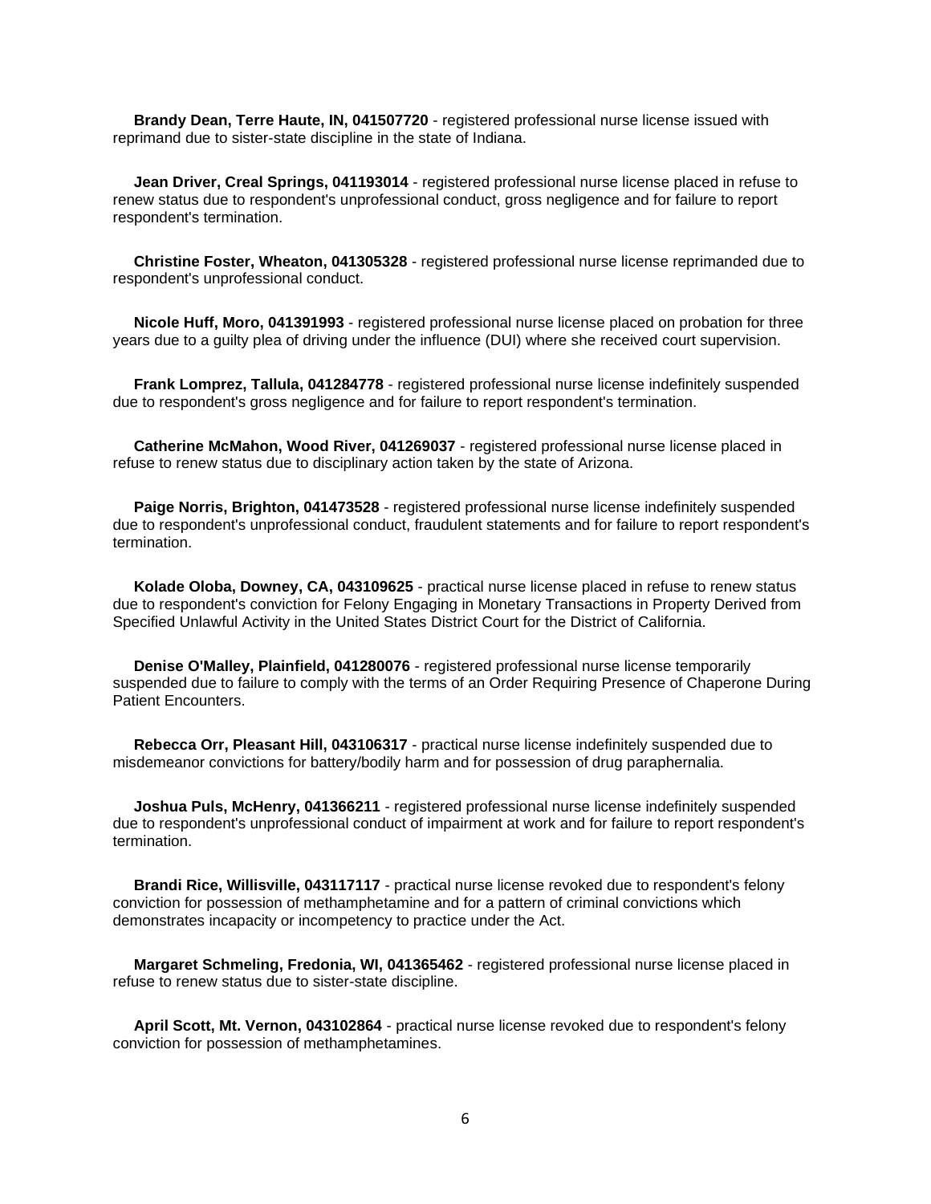**Brandy Dean, Terre Haute, IN, 041507720** - registered professional nurse license issued with reprimand due to sister-state discipline in the state of Indiana.

**Jean Driver, Creal Springs, 041193014** - registered professional nurse license placed in refuse to renew status due to respondent's unprofessional conduct, gross negligence and for failure to report respondent's termination.

**Christine Foster, Wheaton, 041305328** - registered professional nurse license reprimanded due to respondent's unprofessional conduct.

**Nicole Huff, Moro, 041391993** - registered professional nurse license placed on probation for three years due to a guilty plea of driving under the influence (DUI) where she received court supervision.

**Frank Lomprez, Tallula, 041284778** - registered professional nurse license indefinitely suspended due to respondent's gross negligence and for failure to report respondent's termination.

**Catherine McMahon, Wood River, 041269037** - registered professional nurse license placed in refuse to renew status due to disciplinary action taken by the state of Arizona.

**Paige Norris, Brighton, 041473528** - registered professional nurse license indefinitely suspended due to respondent's unprofessional conduct, fraudulent statements and for failure to report respondent's termination.

**Kolade Oloba, Downey, CA, 043109625** - practical nurse license placed in refuse to renew status due to respondent's conviction for Felony Engaging in Monetary Transactions in Property Derived from Specified Unlawful Activity in the United States District Court for the District of California.

**Denise O'Malley, Plainfield, 041280076** - registered professional nurse license temporarily suspended due to failure to comply with the terms of an Order Requiring Presence of Chaperone During Patient Encounters.

**Rebecca Orr, Pleasant Hill, 043106317** - practical nurse license indefinitely suspended due to misdemeanor convictions for battery/bodily harm and for possession of drug paraphernalia.

**Joshua Puls, McHenry, 041366211** - registered professional nurse license indefinitely suspended due to respondent's unprofessional conduct of impairment at work and for failure to report respondent's termination.

**Brandi Rice, Willisville, 043117117** - practical nurse license revoked due to respondent's felony conviction for possession of methamphetamine and for a pattern of criminal convictions which demonstrates incapacity or incompetency to practice under the Act.

**Margaret Schmeling, Fredonia, WI, 041365462** - registered professional nurse license placed in refuse to renew status due to sister-state discipline.

**April Scott, Mt. Vernon, 043102864** - practical nurse license revoked due to respondent's felony conviction for possession of methamphetamines.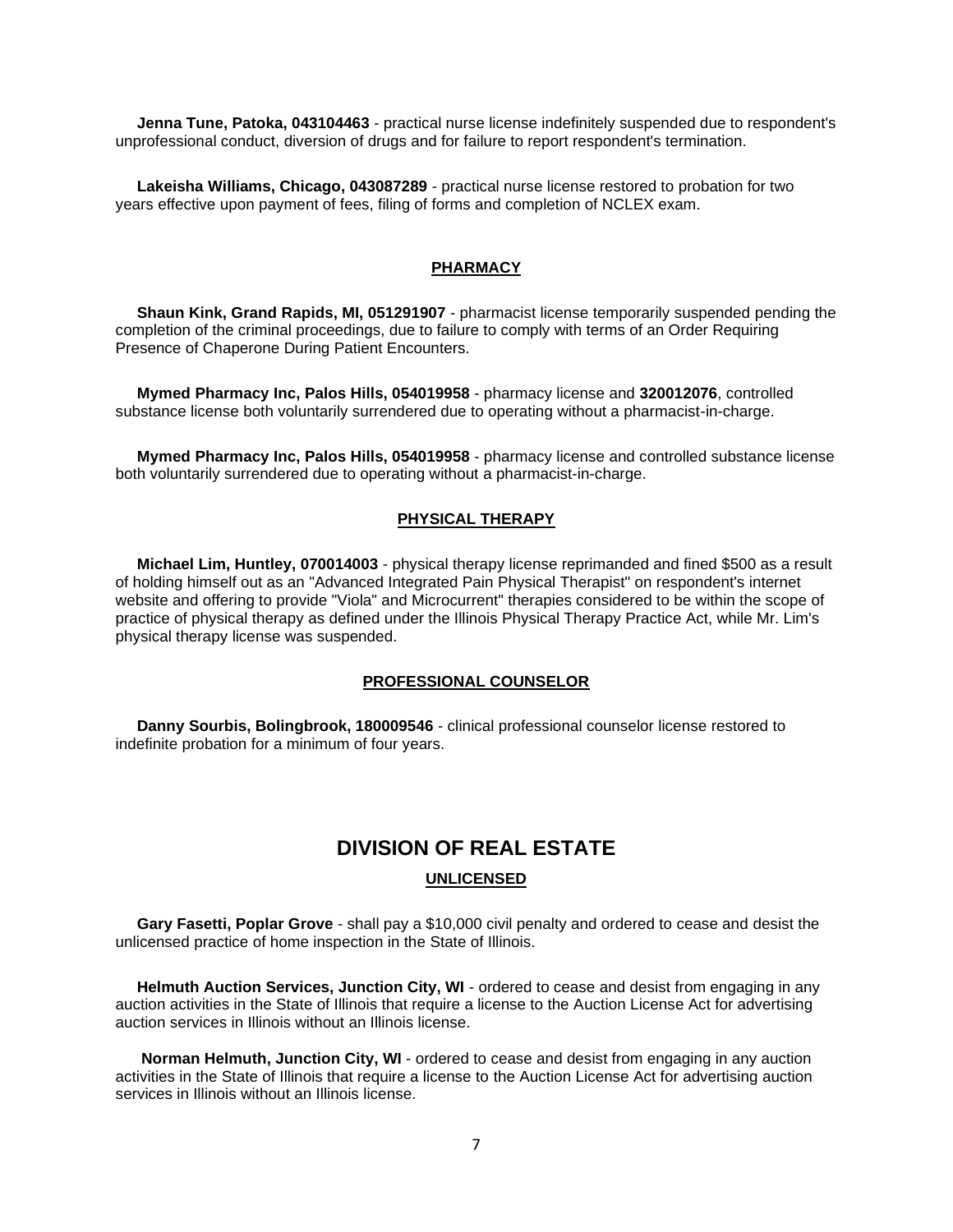**Jenna Tune, Patoka, 043104463** - practical nurse license indefinitely suspended due to respondent's unprofessional conduct, diversion of drugs and for failure to report respondent's termination.

**Lakeisha Williams, Chicago, 043087289** - practical nurse license restored to probation for two years effective upon payment of fees, filing of forms and completion of NCLEX exam.

### PHARMACY

**Shaun Kink, Grand Rapids, MI, 051291907** - pharmacist license temporarily suspended pending the completion of the criminal proceedings, due to failure to comply with terms of an Order Requiring Presence of Chaperone During Patient Encounters.

**Mymed Pharmacy Inc, Palos Hills, 054019958** - pharmacy license and **320012076**, controlled substance license both voluntarily surrendered due to operating without a pharmacist-in-charge.

**Mymed Pharmacy Inc, Palos Hills, 054019958** - pharmacy license and controlled substance license both voluntarily surrendered due to operating without a pharmacist-in-charge.

### PHYSICAL THERAPY

**Michael Lim, Huntley, 070014003** - physical therapy license reprimanded and fined $500 as a result of holding himself out as an "Advanced Integrated Pain Physical Therapist" on respondent's internet website and offering to provide "Viola" and Microcurrent" therapies considered to be within the scope of practice of physical therapy as defined under the Illinois Physical Therapy Practice Act, while Mr. Lim's physical therapy license was suspended.

### PROFESSIONAL COUNSELOR

**Danny Sourbis, Bolingbrook, 180009546** - clinical professional counselor license restored to indefinite probation for a minimum of four years.

## DIVISION OF REAL ESTATE

### UNLICENSED

**Gary Fasetti, Poplar Grove** - shall pay a $10,000 civil penalty and ordered to cease and desist the unlicensed practice of home inspection in the State of Illinois.

**Helmuth Auction Services, Junction City, WI** - ordered to cease and desist from engaging in any auction activities in the State of Illinois that require a license to the Auction License Act for advertising auction services in Illinois without an Illinois license.

**Norman Helmuth, Junction City, WI** - ordered to cease and desist from engaging in any auction activities in the State of Illinois that require a license to the Auction License Act for advertising auction services in Illinois without an Illinois license.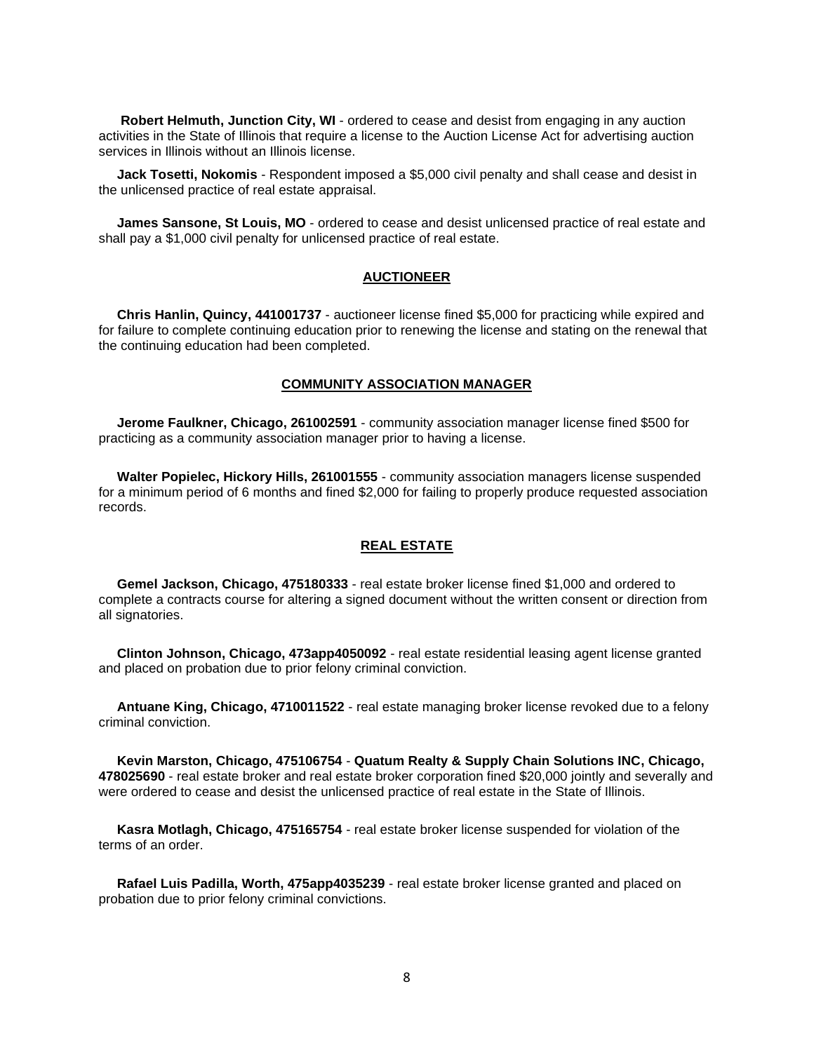**Robert Helmuth, Junction City, WI** - ordered to cease and desist from engaging in any auction activities in the State of Illinois that require a license to the Auction License Act for advertising auction services in Illinois without an Illinois license.

**Jack Tosetti, Nokomis** - Respondent imposed a $5,000 civil penalty and shall cease and desist in the unlicensed practice of real estate appraisal.

**James Sansone, St Louis, MO** - ordered to cease and desist unlicensed practice of real estate and shall pay a $1,000 civil penalty for unlicensed practice of real estate.

## AUCTIONEER

**Chris Hanlin, Quincy, 441001737** - auctioneer license fined $5,000 for practicing while expired and for failure to complete continuing education prior to renewing the license and stating on the renewal that the continuing education had been completed.

## COMMUNITY ASSOCIATION MANAGER

**Jerome Faulkner, Chicago, 261002591** - community association manager license fined $500 for practicing as a community association manager prior to having a license.

**Walter Popielec, Hickory Hills, 261001555** - community association managers license suspended for a minimum period of 6 months and fined $2,000 for failing to properly produce requested association records.

## REAL ESTATE

**Gemel Jackson, Chicago, 475180333** - real estate broker license fined $1,000 and ordered to complete a contracts course for altering a signed document without the written consent or direction from all signatories.

**Clinton Johnson, Chicago, 473app4050092** - real estate residential leasing agent license granted and placed on probation due to prior felony criminal conviction.

**Antuane King, Chicago, 4710011522** - real estate managing broker license revoked due to a felony criminal conviction.

**Kevin Marston, Chicago, 475106754** - **Quatum Realty & Supply Chain Solutions INC, Chicago, 478025690** - real estate broker and real estate broker corporation fined $20,000 jointly and severally and were ordered to cease and desist the unlicensed practice of real estate in the State of Illinois.

**Kasra Motlagh, Chicago, 475165754** - real estate broker license suspended for violation of the terms of an order.

**Rafael Luis Padilla, Worth, 475app4035239** - real estate broker license granted and placed on probation due to prior felony criminal convictions.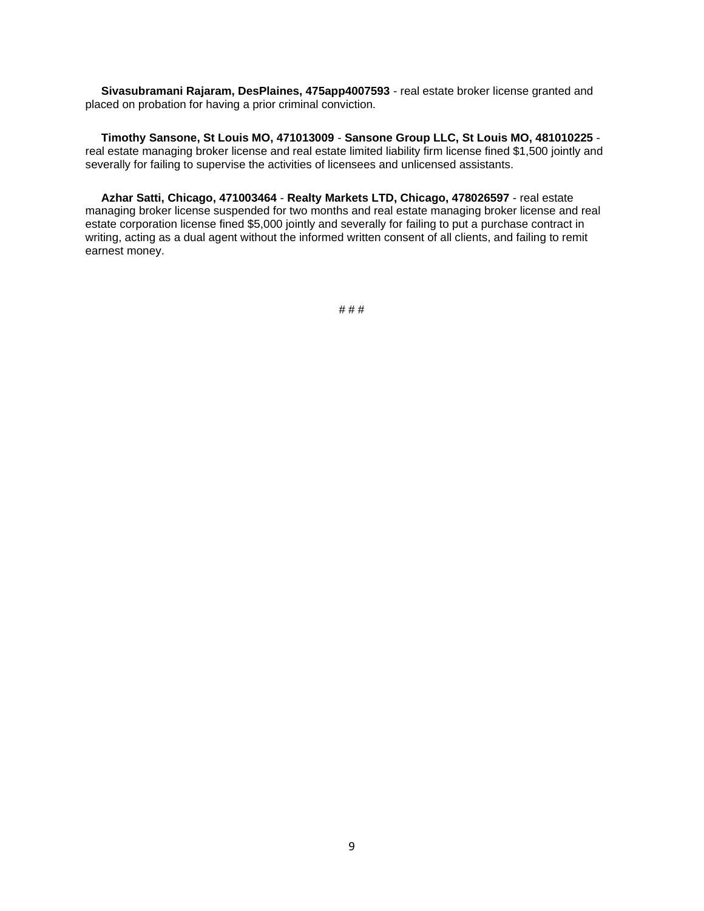**Sivasubramani Rajaram, DesPlaines, 475app4007593** - real estate broker license granted and placed on probation for having a prior criminal conviction.

**Timothy Sansone, St Louis MO, 471013009** - **Sansone Group LLC, St Louis MO, 481010225** - real estate managing broker license and real estate limited liability firm license fined $1,500 jointly and severally for failing to supervise the activities of licensees and unlicensed assistants.

**Azhar Satti, Chicago, 471003464** - **Realty Markets LTD, Chicago, 478026597** - real estate managing broker license suspended for two months and real estate managing broker license and real estate corporation license fined $5,000 jointly and severally for failing to put a purchase contract in writing, acting as a dual agent without the informed written consent of all clients, and failing to remit earnest money.

# # #